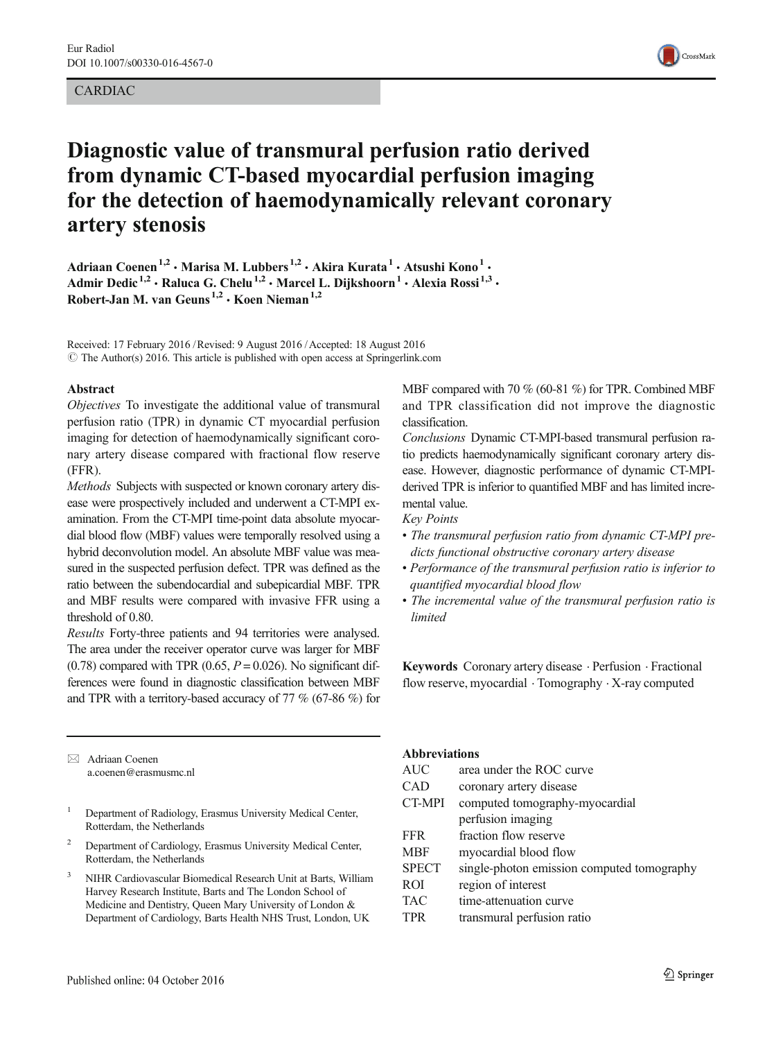CARDIAC

# Diagnostic value of transmural perfusion ratio derived from dynamic CT-based myocardial perfusion imaging for the detection of haemodynamically relevant coronary artery stenosis

**Adriaan Coenen[1,2] · Marisa M. Lubbers[1,2] · Akira Kurata[1] · Atsushi Kono[1] · Admir Dedic[1,2] · Raluca G. Chelu[1,2] · Marcel L. Dijkshoorn[1] · Alexia Rossi[1,3] · Robert-Jan M. van Geuns[1,2] · Koen Nieman[1,2]**

Received: 17 February 2016 / Revised: 9 August 2016 / Accepted: 18 August 2016
© The Author(s) 2016. This article is published with open access at Springerlink.com

## Abstract

*Objectives* To investigate the additional value of transmural perfusion ratio (TPR) in dynamic CT myocardial perfusion imaging for detection of haemodynamically significant coronary artery disease compared with fractional flow reserve (FFR).

*Methods* Subjects with suspected or known coronary artery disease were prospectively included and underwent a CT-MPI examination. From the CT-MPI time-point data absolute myocardial blood flow (MBF) values were temporally resolved using a hybrid deconvolution model. An absolute MBF value was measured in the suspected perfusion defect. TPR was defined as the ratio between the subendocardial and subepicardial MBF. TPR and MBF results were compared with invasive FFR using a threshold of 0.80.

*Results* Forty-three patients and 94 territories were analysed. The area under the receiver operator curve was larger for MBF (0.78) compared with TPR (0.65, $P = 0.026$). No significant differences were found in diagnostic classification between MBF and TPR with a territory-based accuracy of 77 % (67-86 %) for MBF compared with 70 % (60-81 %) for TPR. Combined MBF and TPR classification did not improve the diagnostic classification.

*Conclusions* Dynamic CT-MPI-based transmural perfusion ratio predicts haemodynamically significant coronary artery disease. However, diagnostic performance of dynamic CT-MPI-derived TPR is inferior to quantified MBF and has limited incremental value.

*Key Points*

- *The transmural perfusion ratio from dynamic CT-MPI predicts functional obstructive coronary artery disease*
- *Performance of the transmural perfusion ratio is inferior to quantified myocardial blood flow*
- *The incremental value of the transmural perfusion ratio is limited*

**Keywords** Coronary artery disease · Perfusion · Fractional flow reserve, myocardial · Tomography · X-ray computed

✉ Adriaan Coenen
a.coenen@erasmusmc.nl

[1] Department of Radiology, Erasmus University Medical Center, Rotterdam, the Netherlands

[2] Department of Cardiology, Erasmus University Medical Center, Rotterdam, the Netherlands

[3] NIHR Cardiovascular Biomedical Research Unit at Barts, William Harvey Research Institute, Barts and The London School of Medicine and Dentistry, Queen Mary University of London & Department of Cardiology, Barts Health NHS Trust, London, UK

## Abbreviations

| | |
|---|---|
| AUC | area under the ROC curve |
| CAD | coronary artery disease |
| CT-MPI | computed tomography-myocardial perfusion imaging |
| FFR | fraction flow reserve |
| MBF | myocardial blood flow |
| SPECT | single-photon emission computed tomography |
| ROI | region of interest |
| TAC | time-attenuation curve |
| TPR | transmural perfusion ratio |

Published online: 04 October 2016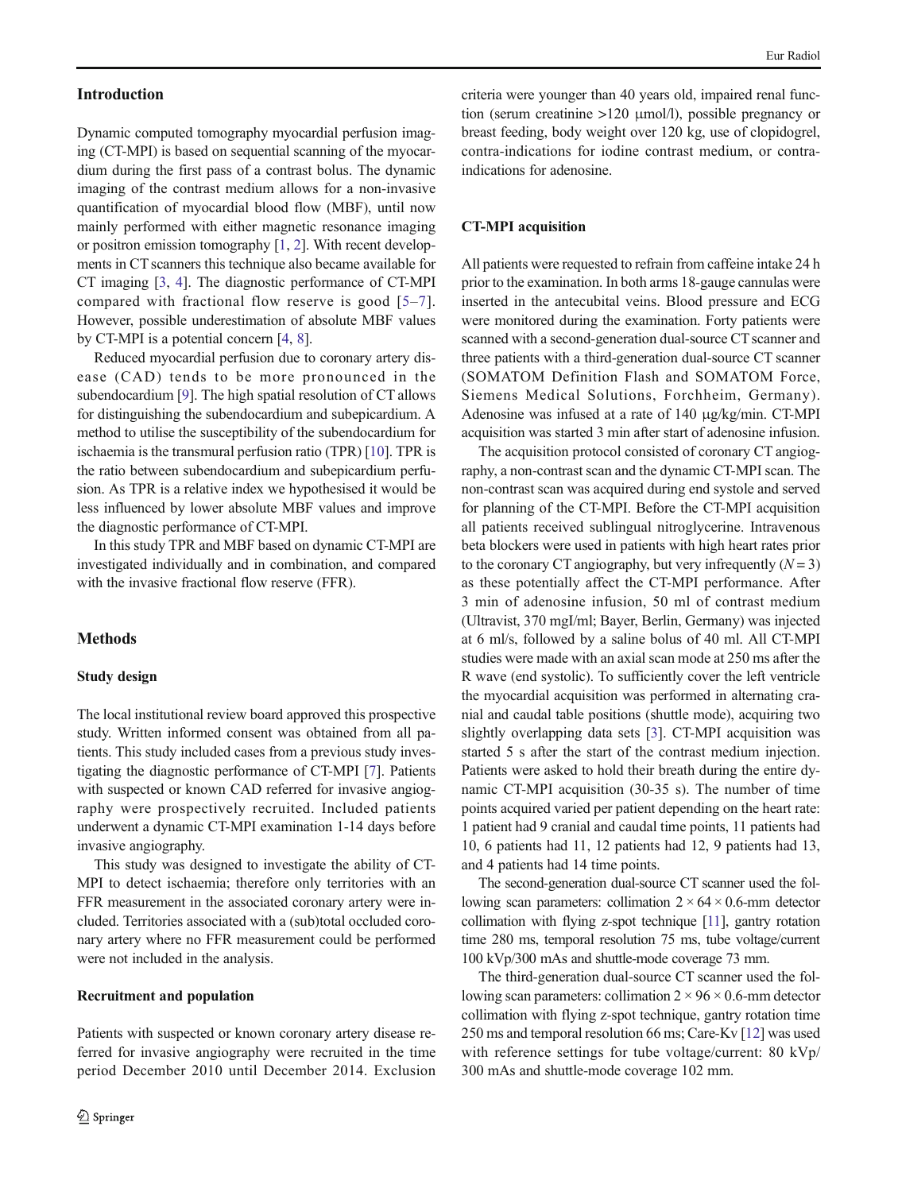## Introduction

Dynamic computed tomography myocardial perfusion imaging (CT-MPI) is based on sequential scanning of the myocardium during the first pass of a contrast bolus. The dynamic imaging of the contrast medium allows for a non-invasive quantification of myocardial blood flow (MBF), until now mainly performed with either magnetic resonance imaging or positron emission tomography [1, 2]. With recent developments in CT scanners this technique also became available for CT imaging [3, 4]. The diagnostic performance of CT-MPI compared with fractional flow reserve is good [5–7]. However, possible underestimation of absolute MBF values by CT-MPI is a potential concern [4, 8].

Reduced myocardial perfusion due to coronary artery disease (CAD) tends to be more pronounced in the subendocardium [9]. The high spatial resolution of CT allows for distinguishing the subendocardium and subepicardium. A method to utilise the susceptibility of the subendocardium for ischaemia is the transmural perfusion ratio (TPR) [10]. TPR is the ratio between subendocardium and subepicardium perfusion. As TPR is a relative index we hypothesised it would be less influenced by lower absolute MBF values and improve the diagnostic performance of CT-MPI.

In this study TPR and MBF based on dynamic CT-MPI are investigated individually and in combination, and compared with the invasive fractional flow reserve (FFR).

## Methods

### Study design

The local institutional review board approved this prospective study. Written informed consent was obtained from all patients. This study included cases from a previous study investigating the diagnostic performance of CT-MPI [7]. Patients with suspected or known CAD referred for invasive angiography were prospectively recruited. Included patients underwent a dynamic CT-MPI examination 1-14 days before invasive angiography.

This study was designed to investigate the ability of CT-MPI to detect ischaemia; therefore only territories with an FFR measurement in the associated coronary artery were included. Territories associated with a (sub)total occluded coronary artery where no FFR measurement could be performed were not included in the analysis.

### Recruitment and population

Patients with suspected or known coronary artery disease referred for invasive angiography were recruited in the time period December 2010 until December 2014. Exclusion criteria were younger than 40 years old, impaired renal function (serum creatinine >120 μmol/l), possible pregnancy or breast feeding, body weight over 120 kg, use of clopidogrel, contra-indications for iodine contrast medium, or contra-indications for adenosine.

### CT-MPI acquisition

All patients were requested to refrain from caffeine intake 24 h prior to the examination. In both arms 18-gauge cannulas were inserted in the antecubital veins. Blood pressure and ECG were monitored during the examination. Forty patients were scanned with a second-generation dual-source CT scanner and three patients with a third-generation dual-source CT scanner (SOMATOM Definition Flash and SOMATOM Force, Siemens Medical Solutions, Forchheim, Germany). Adenosine was infused at a rate of 140 μg/kg/min. CT-MPI acquisition was started 3 min after start of adenosine infusion.

The acquisition protocol consisted of coronary CT angiography, a non-contrast scan and the dynamic CT-MPI scan. The non-contrast scan was acquired during end systole and served for planning of the CT-MPI. Before the CT-MPI acquisition all patients received sublingual nitroglycerine. Intravenous beta blockers were used in patients with high heart rates prior to the coronary CT angiography, but very infrequently ($N = 3$) as these potentially affect the CT-MPI performance. After 3 min of adenosine infusion, 50 ml of contrast medium (Ultravist, 370 mgI/ml; Bayer, Berlin, Germany) was injected at 6 ml/s, followed by a saline bolus of 40 ml. All CT-MPI studies were made with an axial scan mode at 250 ms after the R wave (end systolic). To sufficiently cover the left ventricle the myocardial acquisition was performed in alternating cranial and caudal table positions (shuttle mode), acquiring two slightly overlapping data sets [3]. CT-MPI acquisition was started 5 s after the start of the contrast medium injection. Patients were asked to hold their breath during the entire dynamic CT-MPI acquisition (30-35 s). The number of time points acquired varied per patient depending on the heart rate: 1 patient had 9 cranial and caudal time points, 11 patients had 10, 6 patients had 11, 12 patients had 12, 9 patients had 13, and 4 patients had 14 time points.

The second-generation dual-source CT scanner used the following scan parameters: collimation $2 \times 64 \times 0.6$-mm detector collimation with flying z-spot technique [11], gantry rotation time 280 ms, temporal resolution 75 ms, tube voltage/current 100 kVp/300 mAs and shuttle-mode coverage 73 mm.

The third-generation dual-source CT scanner used the following scan parameters: collimation $2 \times 96 \times 0.6$-mm detector collimation with flying z-spot technique, gantry rotation time 250 ms and temporal resolution 66 ms; Care-Kv [12] was used with reference settings for tube voltage/current: 80 kVp/300 mAs and shuttle-mode coverage 102 mm.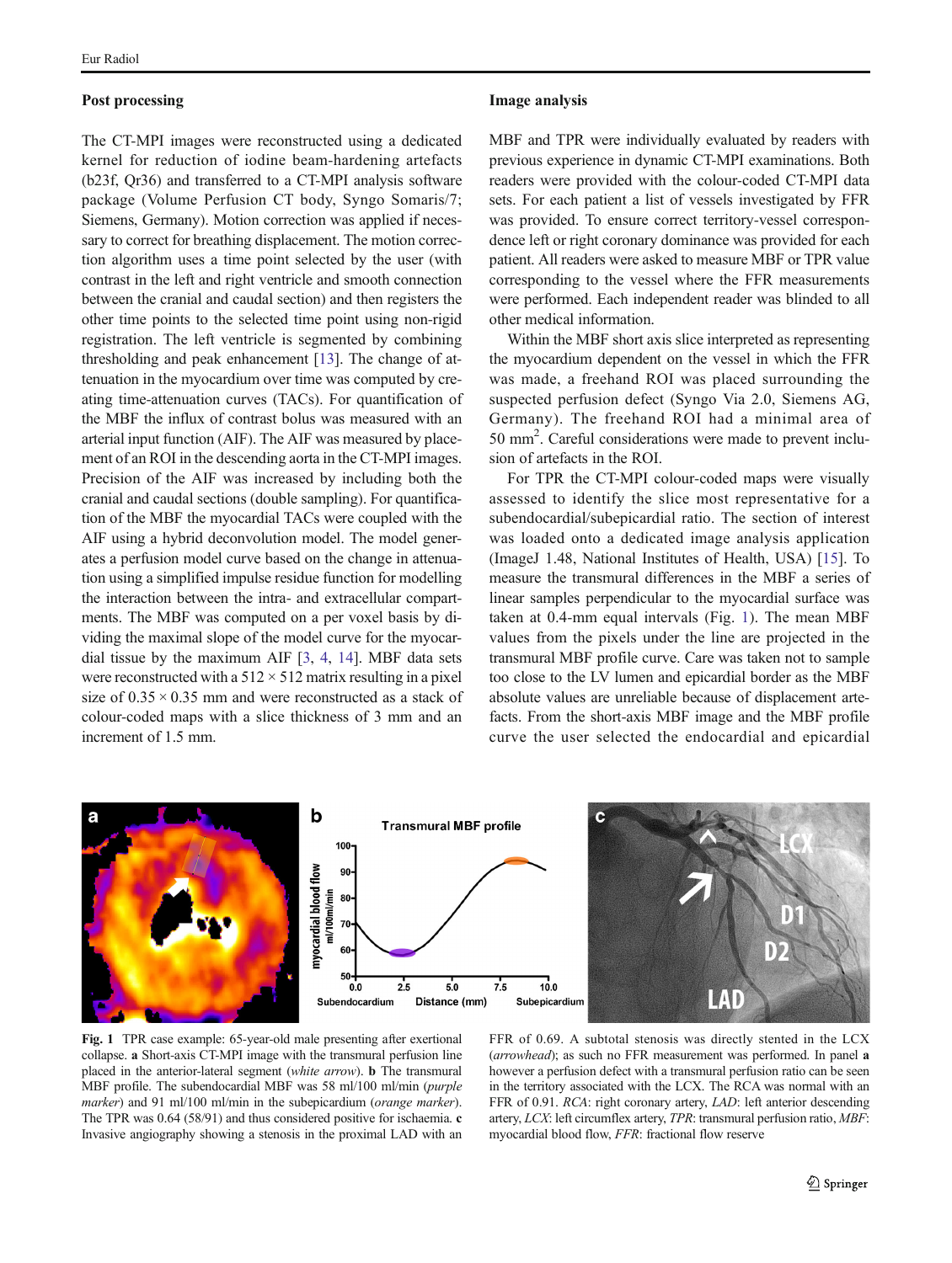### Post processing

The CT-MPI images were reconstructed using a dedicated kernel for reduction of iodine beam-hardening artefacts (b23f, Qr36) and transferred to a CT-MPI analysis software package (Volume Perfusion CT body, Syngo Somaris/7; Siemens, Germany). Motion correction was applied if necessary to correct for breathing displacement. The motion correction algorithm uses a time point selected by the user (with contrast in the left and right ventricle and smooth connection between the cranial and caudal section) and then registers the other time points to the selected time point using non-rigid registration. The left ventricle is segmented by combining thresholding and peak enhancement [13]. The change of attenuation in the myocardium over time was computed by creating time-attenuation curves (TACs). For quantification of the MBF the influx of contrast bolus was measured with an arterial input function (AIF). The AIF was measured by placement of an ROI in the descending aorta in the CT-MPI images. Precision of the AIF was increased by including both the cranial and caudal sections (double sampling). For quantification of the MBF the myocardial TACs were coupled with the AIF using a hybrid deconvolution model. The model generates a perfusion model curve based on the change in attenuation using a simplified impulse residue function for modelling the interaction between the intra- and extracellular compartments. The MBF was computed on a per voxel basis by dividing the maximal slope of the model curve for the myocardial tissue by the maximum AIF [3, 4, 14]. MBF data sets were reconstructed with a $512 \times 512$ matrix resulting in a pixel size of $0.35 \times 0.35$ mm and were reconstructed as a stack of colour-coded maps with a slice thickness of 3 mm and an increment of 1.5 mm.

### Image analysis

MBF and TPR were individually evaluated by readers with previous experience in dynamic CT-MPI examinations. Both readers were provided with the colour-coded CT-MPI data sets. For each patient a list of vessels investigated by FFR was provided. To ensure correct territory-vessel correspondence left or right coronary dominance was provided for each patient. All readers were asked to measure MBF or TPR value corresponding to the vessel where the FFR measurements were performed. Each independent reader was blinded to all other medical information.

Within the MBF short axis slice interpreted as representing the myocardium dependent on the vessel in which the FFR was made, a freehand ROI was placed surrounding the suspected perfusion defect (Syngo Via 2.0, Siemens AG, Germany). The freehand ROI had a minimal area of 50 mm$^2$. Careful considerations were made to prevent inclusion of artefacts in the ROI.

For TPR the CT-MPI colour-coded maps were visually assessed to identify the slice most representative for a subendocardial/subepicardial ratio. The section of interest was loaded onto a dedicated image analysis application (ImageJ 1.48, National Institutes of Health, USA) [15]. To measure the transmural differences in the MBF a series of linear samples perpendicular to the myocardial surface was taken at 0.4-mm equal intervals (Fig. 1). The mean MBF values from the pixels under the line are projected in the transmural MBF profile curve. Care was taken not to sample too close to the LV lumen and epicardial border as the MBF absolute values are unreliable because of displacement artefacts. From the short-axis MBF image and the MBF profile curve the user selected the endocardial and epicardial

**Fig. 1** TPR case example: 65-year-old male presenting after exertional collapse. **a** Short-axis CT-MPI image with the transmural perfusion line placed in the anterior-lateral segment (*white arrow*). **b** The transmural MBF profile. The subendocardial MBF was 58 ml/100 ml/min (*purple marker*) and 91 ml/100 ml/min in the subepicardium (*orange marker*). The TPR was 0.64 (58/91) and thus considered positive for ischaemia. **c** Invasive angiography showing a stenosis in the proximal LAD with an FFR of 0.69. A subtotal stenosis was directly stented in the LCX (*arrowhead*); as such no FFR measurement was performed. In panel **a** however a perfusion defect with a transmural perfusion ratio can be seen in the territory associated with the LCX. The RCA was normal with an FFR of 0.91. *RCA*: right coronary artery, *LAD*: left anterior descending artery, *LCX*: left circumflex artery, *TPR*: transmural perfusion ratio, *MBF*: myocardial blood flow, *FFR*: fractional flow reserve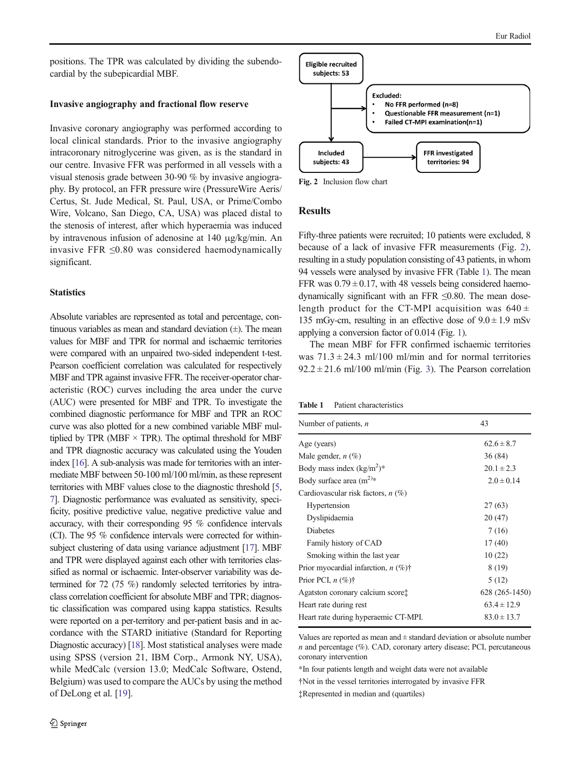positions. The TPR was calculated by dividing the subendocardial by the subepicardial MBF.

### Invasive angiography and fractional flow reserve

Invasive coronary angiography was performed according to local clinical standards. Prior to the invasive angiography intracoronary nitroglycerine was given, as is the standard in our centre. Invasive FFR was performed in all vessels with a visual stenosis grade between 30-90 % by invasive angiography. By protocol, an FFR pressure wire (PressureWire Aeris/Certus, St. Jude Medical, St. Paul, USA, or Prime/Combo Wire, Volcano, San Diego, CA, USA) was placed distal to the stenosis of interest, after which hyperaemia was induced by intravenous infusion of adenosine at 140 μg/kg/min. An invasive FFR ≤0.80 was considered haemodynamically significant.

### Statistics

Absolute variables are represented as total and percentage, continuous variables as mean and standard deviation (±). The mean values for MBF and TPR for normal and ischaemic territories were compared with an unpaired two-sided independent t-test. Pearson coefficient correlation was calculated for respectively MBF and TPR against invasive FFR. The receiver-operator characteristic (ROC) curves including the area under the curve (AUC) were presented for MBF and TPR. To investigate the combined diagnostic performance for MBF and TPR an ROC curve was also plotted for a new combined variable MBF multiplied by TPR (MBF × TPR). The optimal threshold for MBF and TPR diagnostic accuracy was calculated using the Youden index [16]. A sub-analysis was made for territories with an intermediate MBF between 50-100 ml/100 ml/min, as these represent territories with MBF values close to the diagnostic threshold [5, 7]. Diagnostic performance was evaluated as sensitivity, specificity, positive predictive value, negative predictive value and accuracy, with their corresponding 95 % confidence intervals (CI). The 95 % confidence intervals were corrected for within-subject clustering of data using variance adjustment [17]. MBF and TPR were displayed against each other with territories classified as normal or ischaemic. Inter-observer variability was determined for 72 (75 %) randomly selected territories by intraclass correlation coefficient for absolute MBF and TPR; diagnostic classification was compared using kappa statistics. Results were reported on a per-territory and per-patient basis and in accordance with the STARD initiative (Standard for Reporting Diagnostic accuracy) [18]. Most statistical analyses were made using SPSS (version 21, IBM Corp., Armonk NY, USA), while MedCalc (version 13.0; MedCalc Software, Ostend, Belgium) was used to compare the AUCs by using the method of DeLong et al. [19].

Eligible recruited subjects: 53

Excluded:
- No FFR performed (n=8)
- Questionable FFR measurement (n=1)
- Failed CT-MPI examination(n=1)

Included subjects: 43 → FFR investigated territories: 94

Fig. 2 Inclusion flow chart

## Results

Fifty-three patients were recruited; 10 patients were excluded, 8 because of a lack of invasive FFR measurements (Fig. 2), resulting in a study population consisting of 43 patients, in whom 94 vessels were analysed by invasive FFR (Table 1). The mean FFR was 0.79 ± 0.17, with 48 vessels being considered haemodynamically significant with an FFR ≤0.80. The mean dose-length product for the CT-MPI acquisition was 640 ± 135 mGy-cm, resulting in an effective dose of 9.0 ± 1.9 mSv applying a conversion factor of 0.014 (Fig. 1).

The mean MBF for FFR confirmed ischaemic territories was 71.3 ± 24.3 ml/100 ml/min and for normal territories 92.2 ± 21.6 ml/100 ml/min (Fig. 3). The Pearson correlation

**Table 1** Patient characteristics

| Number of patients, *n* | 43 |
|---|---|
| Age (years) | 62.6 ± 8.7 |
| Male gender, *n* (%) | 36 (84) |
| Body mass index (kg/m$^2$)* | 20.1 ± 2.3 |
| Body surface area (m$^2$)* | 2.0 ± 0.14 |
| Cardiovascular risk factors, *n* (%) | |
| Hypertension | 27 (63) |
| Dyslipidaemia | 20 (47) |
| Diabetes | 7 (16) |
| Family history of CAD | 17 (40) |
| Smoking within the last year | 10 (22) |
| Prior myocardial infarction, *n* (%)† | 8 (19) |
| Prior PCI, *n* (%)† | 5 (12) |
| Agatston coronary calcium score‡ | 628 (265-1450) |
| Heart rate during rest | 63.4 ± 12.9 |
| Heart rate during hyperaemic CT-MPI. | 83.0 ± 13.7 |

Values are reported as mean and ± standard deviation or absolute number *n* and percentage (%). CAD, coronary artery disease; PCI, percutaneous coronary intervention

*In four patients length and weight data were not available

†Not in the vessel territories interrogated by invasive FFR

‡Represented in median and (quartiles)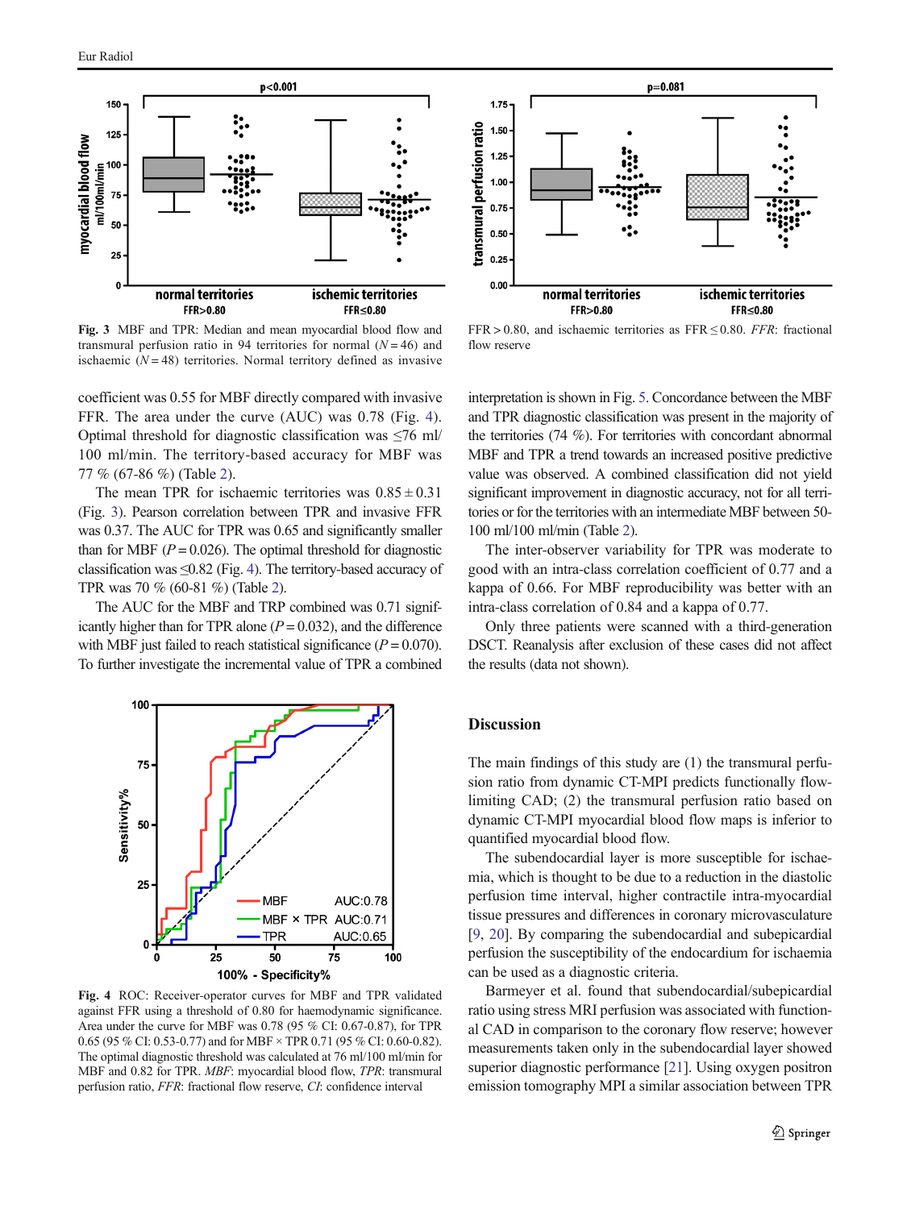Fig. 3 MBF and TPR: Median and mean myocardial blood flow and transmural perfusion ratio in 94 territories for normal ($N = 46$) and ischaemic ($N = 48$) territories. Normal territory defined as invasive FFR > 0.80, and ischaemic territories as FFR ≤ 0.80. *FFR*: fractional flow reserve

coefficient was 0.55 for MBF directly compared with invasive FFR. The area under the curve (AUC) was 0.78 (Fig. 4). Optimal threshold for diagnostic classification was ≤76 ml/100 ml/min. The territory-based accuracy for MBF was 77 % (67-86 %) (Table 2).

The mean TPR for ischaemic territories was 0.85 ± 0.31 (Fig. 3). Pearson correlation between TPR and invasive FFR was 0.37. The AUC for TPR was 0.65 and significantly smaller than for MBF ($P = 0.026$). The optimal threshold for diagnostic classification was ≤0.82 (Fig. 4). The territory-based accuracy of TPR was 70 % (60-81 %) (Table 2).

The AUC for the MBF and TRP combined was 0.71 significantly higher than for TPR alone ($P = 0.032$), and the difference with MBF just failed to reach statistical significance ($P = 0.070$). To further investigate the incremental value of TPR a combined interpretation is shown in Fig. 5. Concordance between the MBF and TPR diagnostic classification was present in the majority of the territories (74 %). For territories with concordant abnormal MBF and TPR a trend towards an increased positive predictive value was observed. A combined classification did not yield significant improvement in diagnostic accuracy, not for all territories or for the territories with an intermediate MBF between 50-100 ml/100 ml/min (Table 2).

The inter-observer variability for TPR was moderate to good with an intra-class correlation coefficient of 0.77 and a kappa of 0.66. For MBF reproducibility was better with an intra-class correlation of 0.84 and a kappa of 0.77.

Only three patients were scanned with a third-generation DSCT. Reanalysis after exclusion of these cases did not affect the results (data not shown).

Fig. 4 ROC: Receiver-operator curves for MBF and TPR validated against FFR using a threshold of 0.80 for haemodynamic significance. Area under the curve for MBF was 0.78 (95 % CI: 0.67-0.87), for TPR 0.65 (95 % CI: 0.53-0.77) and for MBF × TPR 0.71 (95 % CI: 0.60-0.82). The optimal diagnostic threshold was calculated at 76 ml/100 ml/min for MBF and 0.82 for TPR. *MBF*: myocardial blood flow, *TPR*: transmural perfusion ratio, *FFR*: fractional flow reserve, *CI*: confidence interval

## Discussion

The main findings of this study are (1) the transmural perfusion ratio from dynamic CT-MPI predicts functionally flow-limiting CAD; (2) the transmural perfusion ratio based on dynamic CT-MPI myocardial blood flow maps is inferior to quantified myocardial blood flow.

The subendocardial layer is more susceptible for ischaemia, which is thought to be due to a reduction in the diastolic perfusion time interval, higher contractile intra-myocardial tissue pressures and differences in coronary microvasculature [9, 20]. By comparing the subendocardial and subepicardial perfusion the susceptibility of the endocardium for ischaemia can be used as a diagnostic criteria.

Barmeyer et al. found that subendocardial/subepicardial ratio using stress MRI perfusion was associated with functional CAD in comparison to the coronary flow reserve; however measurements taken only in the subendocardial layer showed superior diagnostic performance [21]. Using oxygen positron emission tomography MPI a similar association between TPR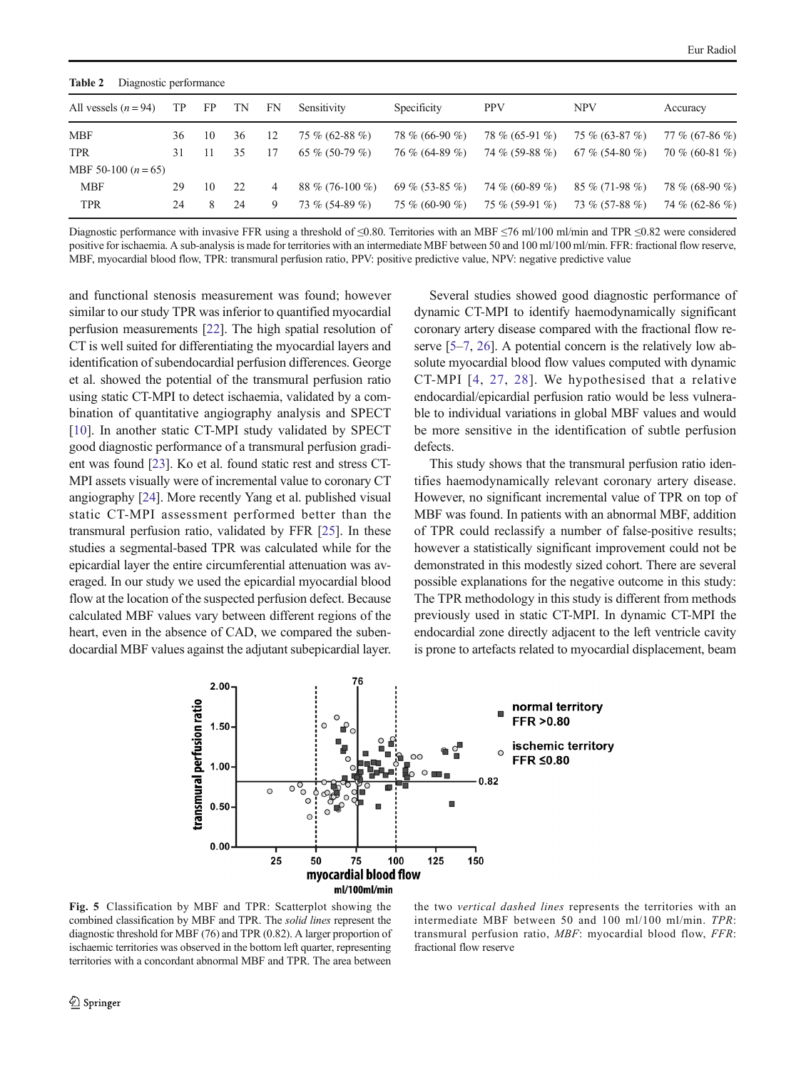**Table 2** Diagnostic performance

| All vessels ($n = 94$) | TP | FP | TN | FN | Sensitivity | Specificity | PPV | NPV | Accuracy |
|---|---|---|---|---|---|---|---|---|---|
| MBF | 36 | 10 | 36 | 12 | 75 % (62-88 %) | 78 % (66-90 %) | 78 % (65-91 %) | 75 % (63-87 %) | 77 % (67-86 %) |
| TPR | 31 | 11 | 35 | 17 | 65 % (50-79 %) | 76 % (64-89 %) | 74 % (59-88 %) | 67 % (54-80 %) | 70 % (60-81 %) |
| MBF 50-100 ($n = 65$) | | | | | | | | | |
| MBF | 29 | 10 | 22 | 4 | 88 % (76-100 %) | 69 % (53-85 %) | 74 % (60-89 %) | 85 % (71-98 %) | 78 % (68-90 %) |
| TPR | 24 | 8 | 24 | 9 | 73 % (54-89 %) | 75 % (60-90 %) | 75 % (59-91 %) | 73 % (57-88 %) | 74 % (62-86 %) |

Diagnostic performance with invasive FFR using a threshold of ≤0.80. Territories with an MBF ≤76 ml/100 ml/min and TPR ≤0.82 were considered positive for ischaemia. A sub-analysis is made for territories with an intermediate MBF between 50 and 100 ml/100 ml/min. FFR: fractional flow reserve, MBF, myocardial blood flow, TPR: transmural perfusion ratio, PPV: positive predictive value, NPV: negative predictive value

and functional stenosis measurement was found; however similar to our study TPR was inferior to quantified myocardial perfusion measurements [22]. The high spatial resolution of CT is well suited for differentiating the myocardial layers and identification of subendocardial perfusion differences. George et al. showed the potential of the transmural perfusion ratio using static CT-MPI to detect ischaemia, validated by a combination of quantitative angiography analysis and SPECT [10]. In another static CT-MPI study validated by SPECT good diagnostic performance of a transmural perfusion gradient was found [23]. Ko et al. found static rest and stress CT-MPI assets visually were of incremental value to coronary CT angiography [24]. More recently Yang et al. published visual static CT-MPI assessment performed better than the transmural perfusion ratio, validated by FFR [25]. In these studies a segmental-based TPR was calculated while for the epicardial layer the entire circumferential attenuation was averaged. In our study we used the epicardial myocardial blood flow at the location of the suspected perfusion defect. Because calculated MBF values vary between different regions of the heart, even in the absence of CAD, we compared the subendocardial MBF values against the adjutant subepicardial layer.

Several studies showed good diagnostic performance of dynamic CT-MPI to identify haemodynamically significant coronary artery disease compared with the fractional flow reserve [5–7, 26]. A potential concern is the relatively low absolute myocardial blood flow values computed with dynamic CT-MPI [4, 27, 28]. We hypothesised that a relative endocardial/epicardial perfusion ratio would be less vulnerable to individual variations in global MBF values and would be more sensitive in the identification of subtle perfusion defects.

This study shows that the transmural perfusion ratio identifies haemodynamically relevant coronary artery disease. However, no significant incremental value of TPR on top of MBF was found. In patients with an abnormal MBF, addition of TPR could reclassify a number of false-positive results; however a statistically significant improvement could not be demonstrated in this modestly sized cohort. There are several possible explanations for the negative outcome in this study: The TPR methodology in this study is different from methods previously used in static CT-MPI. In dynamic CT-MPI the endocardial zone directly adjacent to the left ventricle cavity is prone to artefacts related to myocardial displacement, beam

**Fig. 5** Classification by MBF and TPR: Scatterplot showing the combined classification by MBF and TPR. The *solid lines* represent the diagnostic threshold for MBF (76) and TPR (0.82). A larger proportion of ischaemic territories was observed in the bottom left quarter, representing territories with a concordant abnormal MBF and TPR. The area between the two *vertical dashed lines* represents the territories with an intermediate MBF between 50 and 100 ml/100 ml/min. *TPR*: transmural perfusion ratio, *MBF*: myocardial blood flow, *FFR*: fractional flow reserve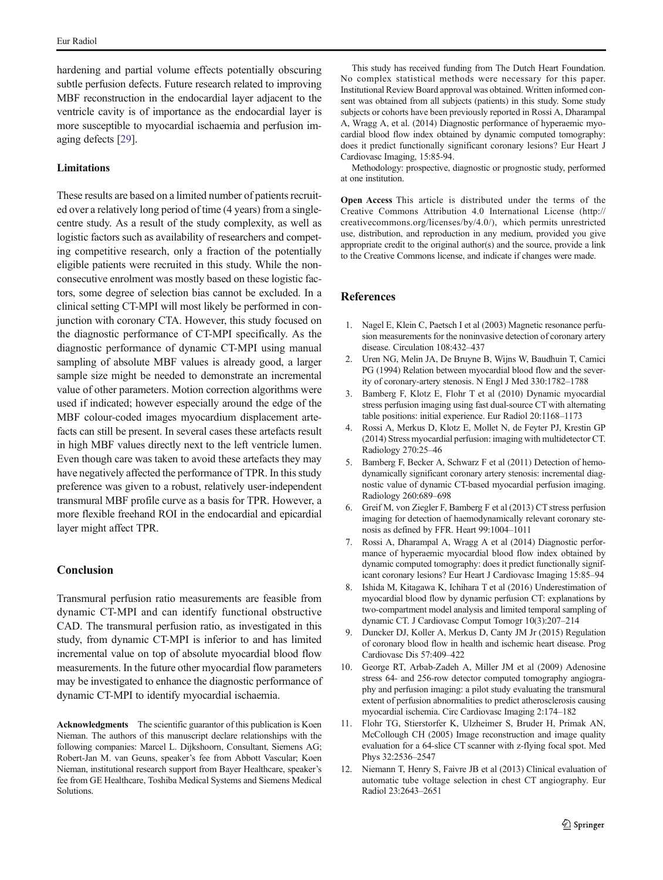hardening and partial volume effects potentially obscuring subtle perfusion defects. Future research related to improving MBF reconstruction in the endocardial layer adjacent to the ventricle cavity is of importance as the endocardial layer is more susceptible to myocardial ischaemia and perfusion imaging defects [29].

### Limitations

These results are based on a limited number of patients recruited over a relatively long period of time (4 years) from a single-centre study. As a result of the study complexity, as well as logistic factors such as availability of researchers and competing competitive research, only a fraction of the potentially eligible patients were recruited in this study. While the non-consecutive enrolment was mostly based on these logistic factors, some degree of selection bias cannot be excluded. In a clinical setting CT-MPI will most likely be performed in conjunction with coronary CTA. However, this study focused on the diagnostic performance of CT-MPI specifically. As the diagnostic performance of dynamic CT-MPI using manual sampling of absolute MBF values is already good, a larger sample size might be needed to demonstrate an incremental value of other parameters. Motion correction algorithms were used if indicated; however especially around the edge of the MBF colour-coded images myocardium displacement artefacts can still be present. In several cases these artefacts result in high MBF values directly next to the left ventricle lumen. Even though care was taken to avoid these artefacts they may have negatively affected the performance of TPR. In this study preference was given to a robust, relatively user-independent transmural MBF profile curve as a basis for TPR. However, a more flexible freehand ROI in the endocardial and epicardial layer might affect TPR.

## Conclusion

Transmural perfusion ratio measurements are feasible from dynamic CT-MPI and can identify functional obstructive CAD. The transmural perfusion ratio, as investigated in this study, from dynamic CT-MPI is inferior to and has limited incremental value on top of absolute myocardial blood flow measurements. In the future other myocardial flow parameters may be investigated to enhance the diagnostic performance of dynamic CT-MPI to identify myocardial ischaemia.

**Acknowledgments** The scientific guarantor of this publication is Koen Nieman. The authors of this manuscript declare relationships with the following companies: Marcel L. Dijkshoorn, Consultant, Siemens AG; Robert-Jan M. van Geuns, speaker's fee from Abbott Vascular; Koen Nieman, institutional research support from Bayer Healthcare, speaker's fee from GE Healthcare, Toshiba Medical Systems and Siemens Medical Solutions.

This study has received funding from The Dutch Heart Foundation. No complex statistical methods were necessary for this paper. Institutional Review Board approval was obtained. Written informed consent was obtained from all subjects (patients) in this study. Some study subjects or cohorts have been previously reported in Rossi A, Dharampal A, Wragg A, et al. (2014) Diagnostic performance of hyperaemic myocardial blood flow index obtained by dynamic computed tomography: does it predict functionally significant coronary lesions? Eur Heart J Cardiovasc Imaging, 15:85-94.

Methodology: prospective, diagnostic or prognostic study, performed at one institution.

**Open Access** This article is distributed under the terms of the Creative Commons Attribution 4.0 International License (http://creativecommons.org/licenses/by/4.0/), which permits unrestricted use, distribution, and reproduction in any medium, provided you give appropriate credit to the original author(s) and the source, provide a link to the Creative Commons license, and indicate if changes were made.

## References

1. Nagel E, Klein C, Paetsch I et al (2003) Magnetic resonance perfusion measurements for the noninvasive detection of coronary artery disease. Circulation 108:432–437
2. Uren NG, Melin JA, De Bruyne B, Wijns W, Baudhuin T, Camici PG (1994) Relation between myocardial blood flow and the severity of coronary-artery stenosis. N Engl J Med 330:1782–1788
3. Bamberg F, Klotz E, Flohr T et al (2010) Dynamic myocardial stress perfusion imaging using fast dual-source CT with alternating table positions: initial experience. Eur Radiol 20:1168–1173
4. Rossi A, Merkus D, Klotz E, Mollet N, de Feyter PJ, Krestin GP (2014) Stress myocardial perfusion: imaging with multidetector CT. Radiology 270:25–46
5. Bamberg F, Becker A, Schwarz F et al (2011) Detection of hemodynamically significant coronary artery stenosis: incremental diagnostic value of dynamic CT-based myocardial perfusion imaging. Radiology 260:689–698
6. Greif M, von Ziegler F, Bamberg F et al (2013) CT stress perfusion imaging for detection of haemodynamically relevant coronary stenosis as defined by FFR. Heart 99:1004–1011
7. Rossi A, Dharampal A, Wragg A et al (2014) Diagnostic performance of hyperaemic myocardial blood flow index obtained by dynamic computed tomography: does it predict functionally significant coronary lesions? Eur Heart J Cardiovasc Imaging 15:85–94
8. Ishida M, Kitagawa K, Ichihara T et al (2016) Underestimation of myocardial blood flow by dynamic perfusion CT: explanations by two-compartment model analysis and limited temporal sampling of dynamic CT. J Cardiovasc Comput Tomogr 10(3):207–214
9. Duncker DJ, Koller A, Merkus D, Canty JM Jr (2015) Regulation of coronary blood flow in health and ischemic heart disease. Prog Cardiovasc Dis 57:409–422
10. George RT, Arbab-Zadeh A, Miller JM et al (2009) Adenosine stress 64- and 256-row detector computed tomography angiography and perfusion imaging: a pilot study evaluating the transmural extent of perfusion abnormalities to predict atherosclerosis causing myocardial ischemia. Circ Cardiovasc Imaging 2:174–182
11. Flohr TG, Stierstorfer K, Ulzheimer S, Bruder H, Primak AN, McCollough CH (2005) Image reconstruction and image quality evaluation for a 64-slice CT scanner with z-flying focal spot. Med Phys 32:2536–2547
12. Niemann T, Henry S, Faivre JB et al (2013) Clinical evaluation of automatic tube voltage selection in chest CT angiography. Eur Radiol 23:2643–2651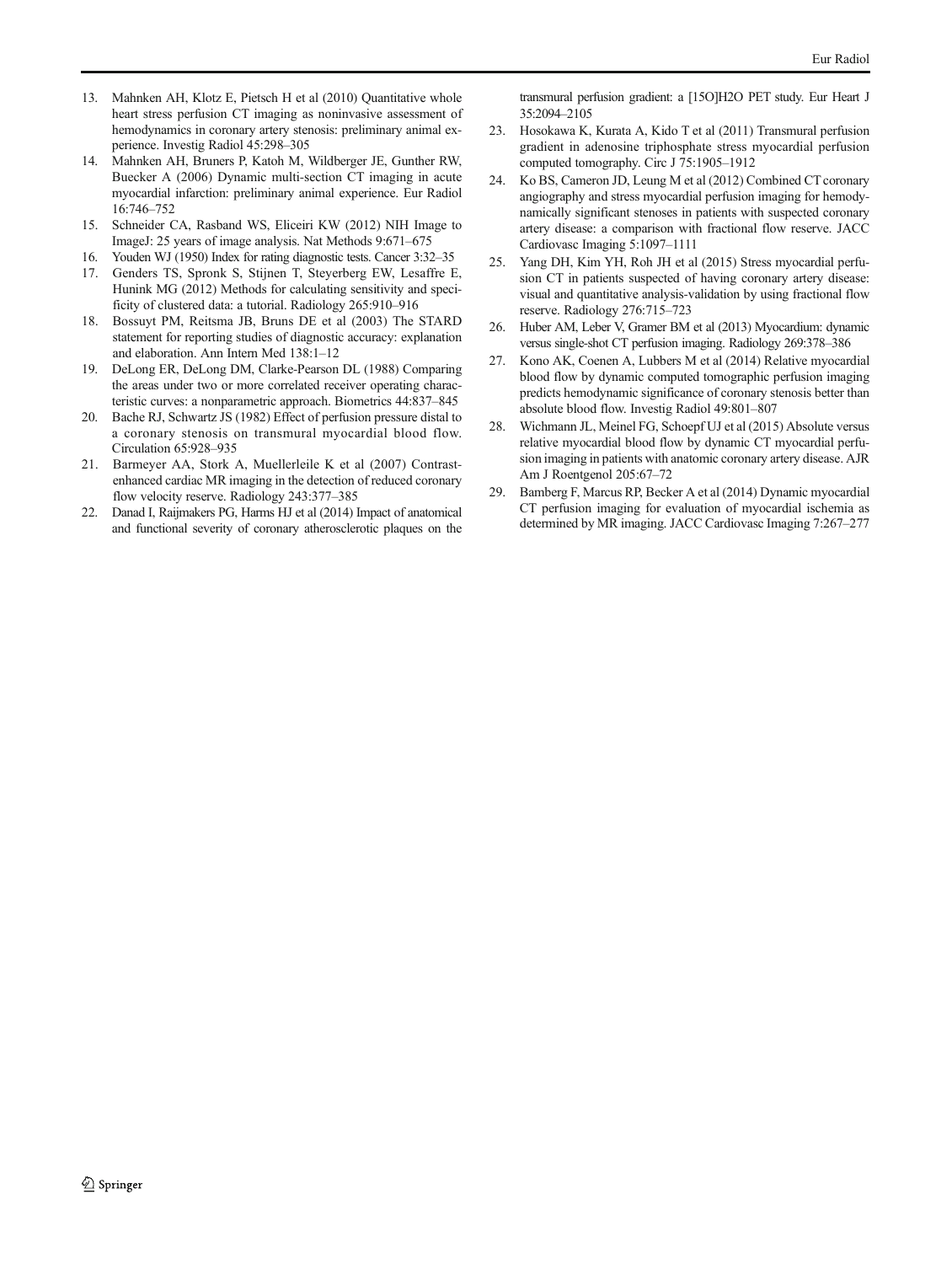13. Mahnken AH, Klotz E, Pietsch H et al (2010) Quantitative whole heart stress perfusion CT imaging as noninvasive assessment of hemodynamics in coronary artery stenosis: preliminary animal experience. Investig Radiol 45:298–305
14. Mahnken AH, Bruners P, Katoh M, Wildberger JE, Gunther RW, Buecker A (2006) Dynamic multi-section CT imaging in acute myocardial infarction: preliminary animal experience. Eur Radiol 16:746–752
15. Schneider CA, Rasband WS, Eliceiri KW (2012) NIH Image to ImageJ: 25 years of image analysis. Nat Methods 9:671–675
16. Youden WJ (1950) Index for rating diagnostic tests. Cancer 3:32–35
17. Genders TS, Spronk S, Stijnen T, Steyerberg EW, Lesaffre E, Hunink MG (2012) Methods for calculating sensitivity and specificity of clustered data: a tutorial. Radiology 265:910–916
18. Bossuyt PM, Reitsma JB, Bruns DE et al (2003) The STARD statement for reporting studies of diagnostic accuracy: explanation and elaboration. Ann Intern Med 138:1–12
19. DeLong ER, DeLong DM, Clarke-Pearson DL (1988) Comparing the areas under two or more correlated receiver operating characteristic curves: a nonparametric approach. Biometrics 44:837–845
20. Bache RJ, Schwartz JS (1982) Effect of perfusion pressure distal to a coronary stenosis on transmural myocardial blood flow. Circulation 65:928–935
21. Barmeyer AA, Stork A, Muellerleile K et al (2007) Contrast-enhanced cardiac MR imaging in the detection of reduced coronary flow velocity reserve. Radiology 243:377–385
22. Danad I, Raijmakers PG, Harms HJ et al (2014) Impact of anatomical and functional severity of coronary atherosclerotic plaques on the transmural perfusion gradient: a [15O]H2O PET study. Eur Heart J 35:2094–2105
23. Hosokawa K, Kurata A, Kido T et al (2011) Transmural perfusion gradient in adenosine triphosphate stress myocardial perfusion computed tomography. Circ J 75:1905–1912
24. Ko BS, Cameron JD, Leung M et al (2012) Combined CT coronary angiography and stress myocardial perfusion imaging for hemodynamically significant stenoses in patients with suspected coronary artery disease: a comparison with fractional flow reserve. JACC Cardiovasc Imaging 5:1097–1111
25. Yang DH, Kim YH, Roh JH et al (2015) Stress myocardial perfusion CT in patients suspected of having coronary artery disease: visual and quantitative analysis-validation by using fractional flow reserve. Radiology 276:715–723
26. Huber AM, Leber V, Gramer BM et al (2013) Myocardium: dynamic versus single-shot CT perfusion imaging. Radiology 269:378–386
27. Kono AK, Coenen A, Lubbers M et al (2014) Relative myocardial blood flow by dynamic computed tomographic perfusion imaging predicts hemodynamic significance of coronary stenosis better than absolute blood flow. Investig Radiol 49:801–807
28. Wichmann JL, Meinel FG, Schoepf UJ et al (2015) Absolute versus relative myocardial blood flow by dynamic CT myocardial perfusion imaging in patients with anatomic coronary artery disease. AJR Am J Roentgenol 205:67–72
29. Bamberg F, Marcus RP, Becker A et al (2014) Dynamic myocardial CT perfusion imaging for evaluation of myocardial ischemia as determined by MR imaging. JACC Cardiovasc Imaging 7:267–277